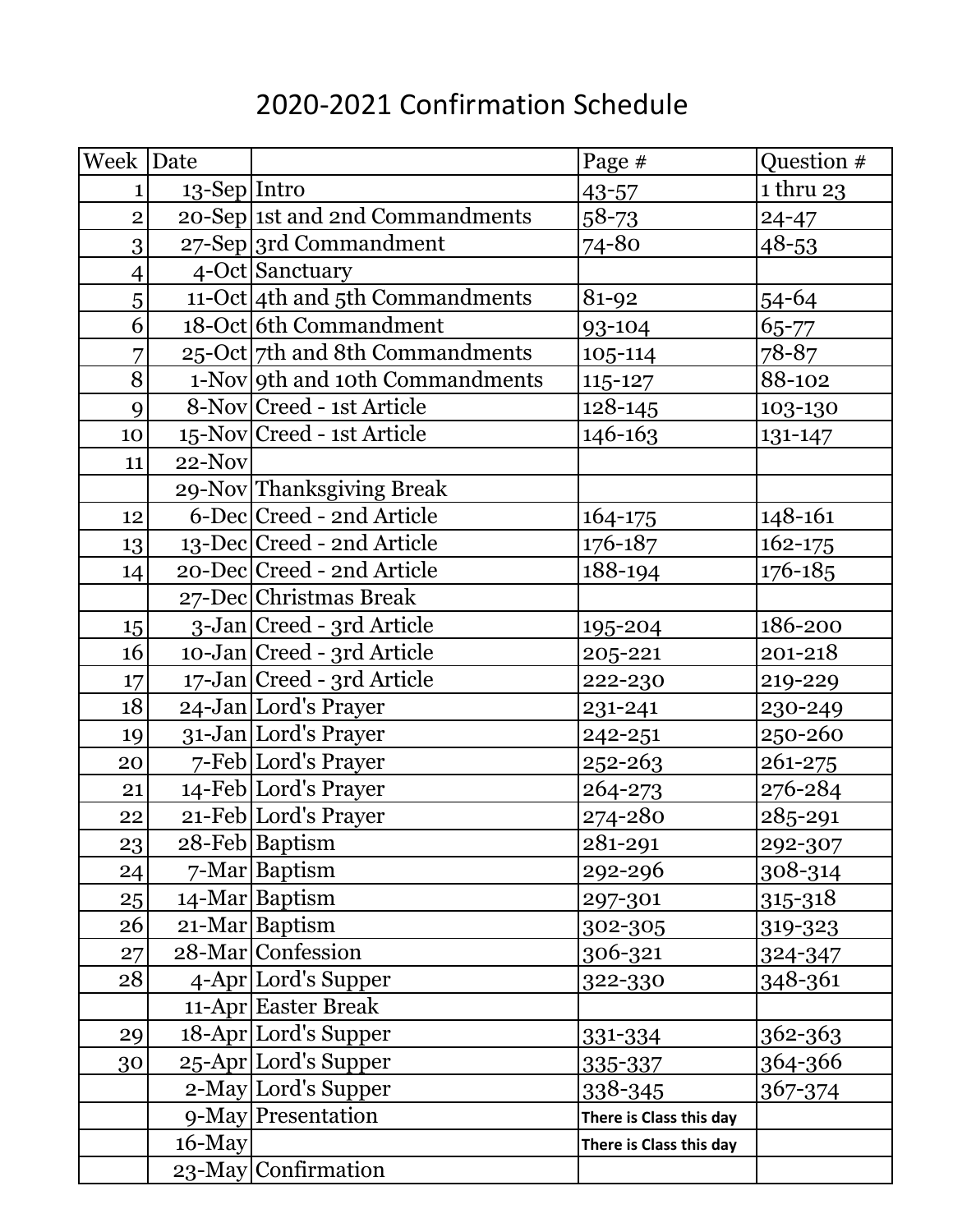# 2020-2021 Confirmation Schedule

| Week | Date | | Page # | Question # |
|---|---|---|---|---|
| 1 | 13-Sep | Intro | 43-57 | 1 thru 23 |
| 2 | 20-Sep | 1st and 2nd Commandments | 58-73 | 24-47 |
| 3 | 27-Sep | 3rd Commandment | 74-80 | 48-53 |
| 4 | 4-Oct | Sanctuary | | |
| 5 | 11-Oct | 4th and 5th Commandments | 81-92 | 54-64 |
| 6 | 18-Oct | 6th Commandment | 93-104 | 65-77 |
| 7 | 25-Oct | 7th and 8th Commandments | 105-114 | 78-87 |
| 8 | 1-Nov | 9th and 10th Commandments | 115-127 | 88-102 |
| 9 | 8-Nov | Creed - 1st Article | 128-145 | 103-130 |
| 10 | 15-Nov | Creed - 1st Article | 146-163 | 131-147 |
| 11 | 22-Nov | | | |
| | 29-Nov | Thanksgiving Break | | |
| 12 | 6-Dec | Creed - 2nd Article | 164-175 | 148-161 |
| 13 | 13-Dec | Creed - 2nd Article | 176-187 | 162-175 |
| 14 | 20-Dec | Creed - 2nd Article | 188-194 | 176-185 |
| | 27-Dec | Christmas Break | | |
| 15 | 3-Jan | Creed - 3rd Article | 195-204 | 186-200 |
| 16 | 10-Jan | Creed - 3rd Article | 205-221 | 201-218 |
| 17 | 17-Jan | Creed - 3rd Article | 222-230 | 219-229 |
| 18 | 24-Jan | Lord's Prayer | 231-241 | 230-249 |
| 19 | 31-Jan | Lord's Prayer | 242-251 | 250-260 |
| 20 | 7-Feb | Lord's Prayer | 252-263 | 261-275 |
| 21 | 14-Feb | Lord's Prayer | 264-273 | 276-284 |
| 22 | 21-Feb | Lord's Prayer | 274-280 | 285-291 |
| 23 | 28-Feb | Baptism | 281-291 | 292-307 |
| 24 | 7-Mar | Baptism | 292-296 | 308-314 |
| 25 | 14-Mar | Baptism | 297-301 | 315-318 |
| 26 | 21-Mar | Baptism | 302-305 | 319-323 |
| 27 | 28-Mar | Confession | 306-321 | 324-347 |
| 28 | 4-Apr | Lord's Supper | 322-330 | 348-361 |
| | 11-Apr | Easter Break | | |
| 29 | 18-Apr | Lord's Supper | 331-334 | 362-363 |
| 30 | 25-Apr | Lord's Supper | 335-337 | 364-366 |
| | 2-May | Lord's Supper | 338-345 | 367-374 |
| | 9-May | Presentation | **There is Class this day** | |
| | 16-May | | **There is Class this day** | |
| | 23-May | Confirmation | | |